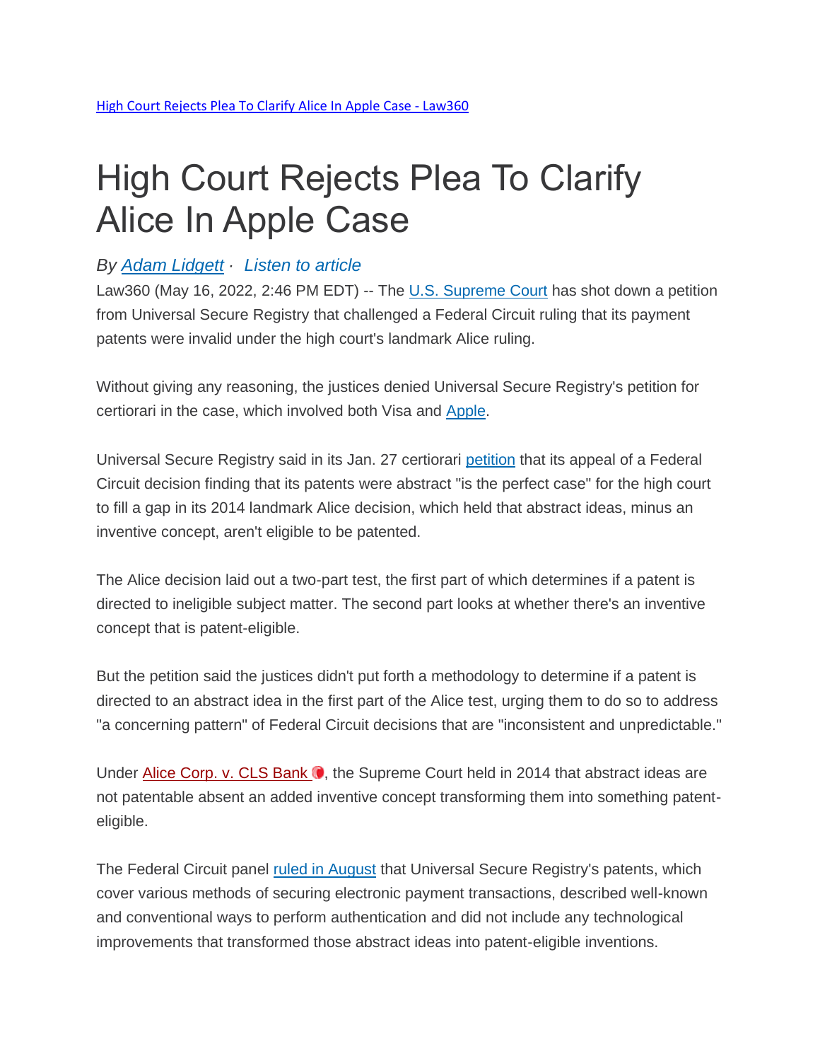[High Court Rejects Plea To Clarify Alice In Apple Case - Law360]

# High Court Rejects Plea To Clarify Alice In Apple Case

*By Adam Lidgett · Listen to article*

Law360 (May 16, 2022, 2:46 PM EDT) -- The U.S. Supreme Court has shot down a petition from Universal Secure Registry that challenged a Federal Circuit ruling that its payment patents were invalid under the high court's landmark Alice ruling.

Without giving any reasoning, the justices denied Universal Secure Registry's petition for certiorari in the case, which involved both Visa and Apple.

Universal Secure Registry said in its Jan. 27 certiorari petition that its appeal of a Federal Circuit decision finding that its patents were abstract "is the perfect case" for the high court to fill a gap in its 2014 landmark Alice decision, which held that abstract ideas, minus an inventive concept, aren't eligible to be patented.

The Alice decision laid out a two-part test, the first part of which determines if a patent is directed to ineligible subject matter. The second part looks at whether there's an inventive concept that is patent-eligible.

But the petition said the justices didn't put forth a methodology to determine if a patent is directed to an abstract idea in the first part of the Alice test, urging them to do so to address "a concerning pattern" of Federal Circuit decisions that are "inconsistent and unpredictable."

Under Alice Corp. v. CLS Bank, the Supreme Court held in 2014 that abstract ideas are not patentable absent an added inventive concept transforming them into something patent-eligible.

The Federal Circuit panel ruled in August that Universal Secure Registry's patents, which cover various methods of securing electronic payment transactions, described well-known and conventional ways to perform authentication and did not include any technological improvements that transformed those abstract ideas into patent-eligible inventions.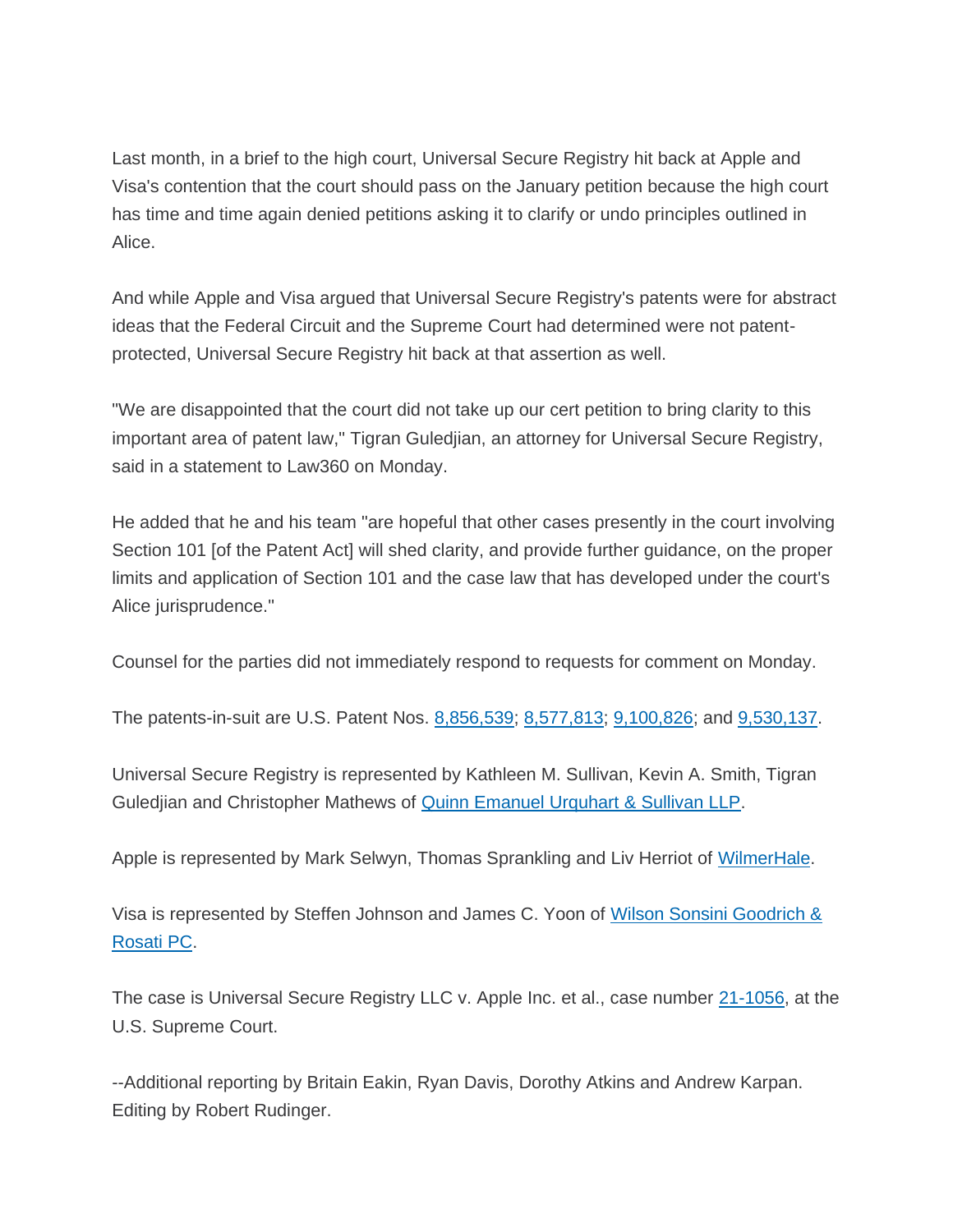Last month, in a brief to the high court, Universal Secure Registry hit back at Apple and Visa's contention that the court should pass on the January petition because the high court has time and time again denied petitions asking it to clarify or undo principles outlined in Alice.

And while Apple and Visa argued that Universal Secure Registry's patents were for abstract ideas that the Federal Circuit and the Supreme Court had determined were not patent-protected, Universal Secure Registry hit back at that assertion as well.

"We are disappointed that the court did not take up our cert petition to bring clarity to this important area of patent law," Tigran Guledjian, an attorney for Universal Secure Registry, said in a statement to Law360 on Monday.

He added that he and his team "are hopeful that other cases presently in the court involving Section 101 [of the Patent Act] will shed clarity, and provide further guidance, on the proper limits and application of Section 101 and the case law that has developed under the court's Alice jurisprudence."

Counsel for the parties did not immediately respond to requests for comment on Monday.

The patents-in-suit are U.S. Patent Nos. 8,856,539; 8,577,813; 9,100,826; and 9,530,137.

Universal Secure Registry is represented by Kathleen M. Sullivan, Kevin A. Smith, Tigran Guledjian and Christopher Mathews of Quinn Emanuel Urquhart & Sullivan LLP.

Apple is represented by Mark Selwyn, Thomas Sprankling and Liv Herriot of WilmerHale.

Visa is represented by Steffen Johnson and James C. Yoon of Wilson Sonsini Goodrich & Rosati PC.

The case is Universal Secure Registry LLC v. Apple Inc. et al., case number 21-1056, at the U.S. Supreme Court.

--Additional reporting by Britain Eakin, Ryan Davis, Dorothy Atkins and Andrew Karpan. Editing by Robert Rudinger.